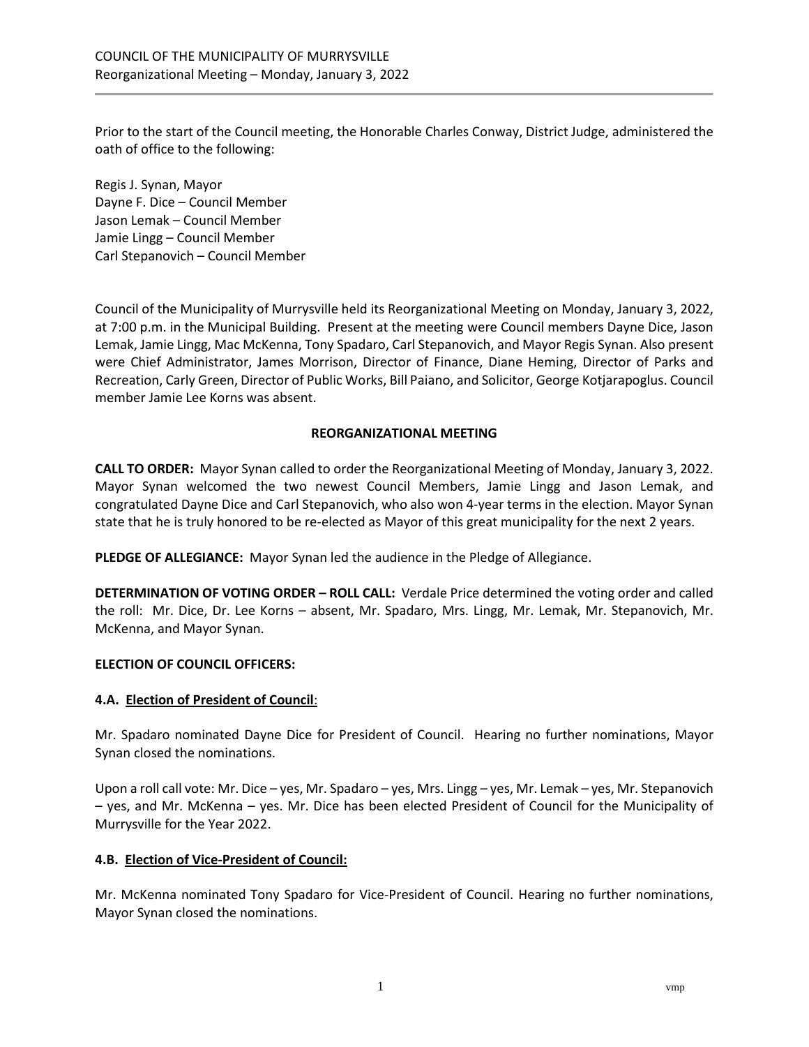COUNCIL OF THE MUNICIPALITY OF MURRYSVILLE
Reorganizational Meeting – Monday, January 3, 2022

Prior to the start of the Council meeting, the Honorable Charles Conway, District Judge, administered the oath of office to the following:

Regis J. Synan, Mayor
Dayne F. Dice – Council Member
Jason Lemak – Council Member
Jamie Lingg – Council Member
Carl Stepanovich – Council Member

Council of the Municipality of Murrysville held its Reorganizational Meeting on Monday, January 3, 2022, at 7:00 p.m. in the Municipal Building. Present at the meeting were Council members Dayne Dice, Jason Lemak, Jamie Lingg, Mac McKenna, Tony Spadaro, Carl Stepanovich, and Mayor Regis Synan. Also present were Chief Administrator, James Morrison, Director of Finance, Diane Heming, Director of Parks and Recreation, Carly Green, Director of Public Works, Bill Paiano, and Solicitor, George Kotjarapoglus. Council member Jamie Lee Korns was absent.

## REORGANIZATIONAL MEETING

**CALL TO ORDER:** Mayor Synan called to order the Reorganizational Meeting of Monday, January 3, 2022. Mayor Synan welcomed the two newest Council Members, Jamie Lingg and Jason Lemak, and congratulated Dayne Dice and Carl Stepanovich, who also won 4-year terms in the election. Mayor Synan state that he is truly honored to be re-elected as Mayor of this great municipality for the next 2 years.

**PLEDGE OF ALLEGIANCE:** Mayor Synan led the audience in the Pledge of Allegiance.

**DETERMINATION OF VOTING ORDER – ROLL CALL:** Verdale Price determined the voting order and called the roll: Mr. Dice, Dr. Lee Korns – absent, Mr. Spadaro, Mrs. Lingg, Mr. Lemak, Mr. Stepanovich, Mr. McKenna, and Mayor Synan.

**ELECTION OF COUNCIL OFFICERS:**

**4.A. Election of President of Council**:

Mr. Spadaro nominated Dayne Dice for President of Council. Hearing no further nominations, Mayor Synan closed the nominations.

Upon a roll call vote: Mr. Dice – yes, Mr. Spadaro – yes, Mrs. Lingg – yes, Mr. Lemak – yes, Mr. Stepanovich – yes, and Mr. McKenna – yes. Mr. Dice has been elected President of Council for the Municipality of Murrysville for the Year 2022.

**4.B. Election of Vice-President of Council:**

Mr. McKenna nominated Tony Spadaro for Vice-President of Council. Hearing no further nominations, Mayor Synan closed the nominations.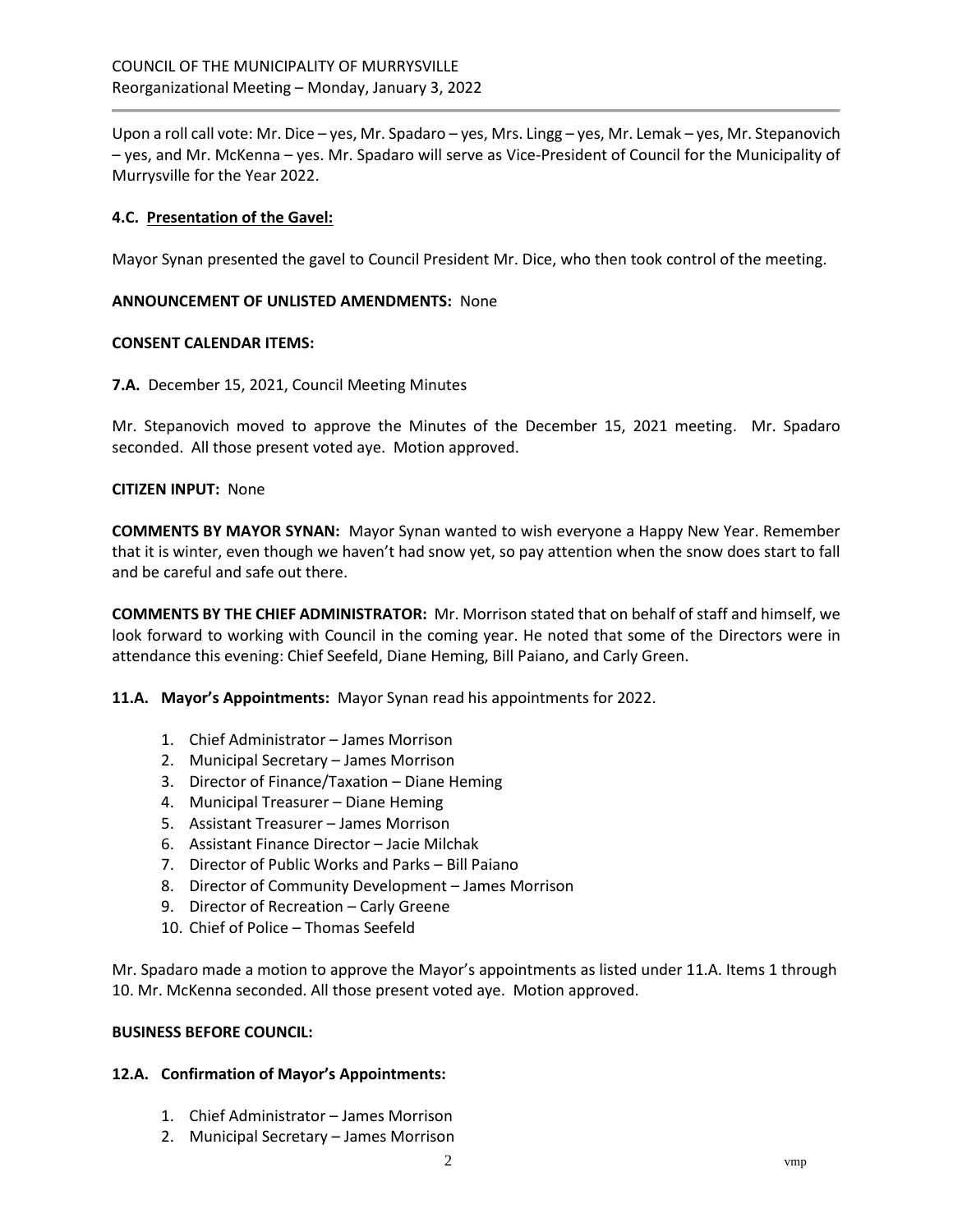Upon a roll call vote: Mr. Dice – yes, Mr. Spadaro – yes, Mrs. Lingg – yes, Mr. Lemak – yes, Mr. Stepanovich – yes, and Mr. McKenna – yes. Mr. Spadaro will serve as Vice-President of Council for the Municipality of Murrysville for the Year 2022.

**4.C. Presentation of the Gavel:**

Mayor Synan presented the gavel to Council President Mr. Dice, who then took control of the meeting.

**ANNOUNCEMENT OF UNLISTED AMENDMENTS:** None

**CONSENT CALENDAR ITEMS:**

**7.A.** December 15, 2021, Council Meeting Minutes

Mr. Stepanovich moved to approve the Minutes of the December 15, 2021 meeting. Mr. Spadaro seconded. All those present voted aye. Motion approved.

**CITIZEN INPUT:** None

**COMMENTS BY MAYOR SYNAN:** Mayor Synan wanted to wish everyone a Happy New Year. Remember that it is winter, even though we haven't had snow yet, so pay attention when the snow does start to fall and be careful and safe out there.

**COMMENTS BY THE CHIEF ADMINISTRATOR:** Mr. Morrison stated that on behalf of staff and himself, we look forward to working with Council in the coming year. He noted that some of the Directors were in attendance this evening: Chief Seefeld, Diane Heming, Bill Paiano, and Carly Green.

**11.A. Mayor's Appointments:** Mayor Synan read his appointments for 2022.

1. Chief Administrator – James Morrison
2. Municipal Secretary – James Morrison
3. Director of Finance/Taxation – Diane Heming
4. Municipal Treasurer – Diane Heming
5. Assistant Treasurer – James Morrison
6. Assistant Finance Director – Jacie Milchak
7. Director of Public Works and Parks – Bill Paiano
8. Director of Community Development – James Morrison
9. Director of Recreation – Carly Greene
10. Chief of Police – Thomas Seefeld

Mr. Spadaro made a motion to approve the Mayor's appointments as listed under 11.A. Items 1 through 10. Mr. McKenna seconded. All those present voted aye. Motion approved.

**BUSINESS BEFORE COUNCIL:**

**12.A. Confirmation of Mayor's Appointments:**

1. Chief Administrator – James Morrison
2. Municipal Secretary – James Morrison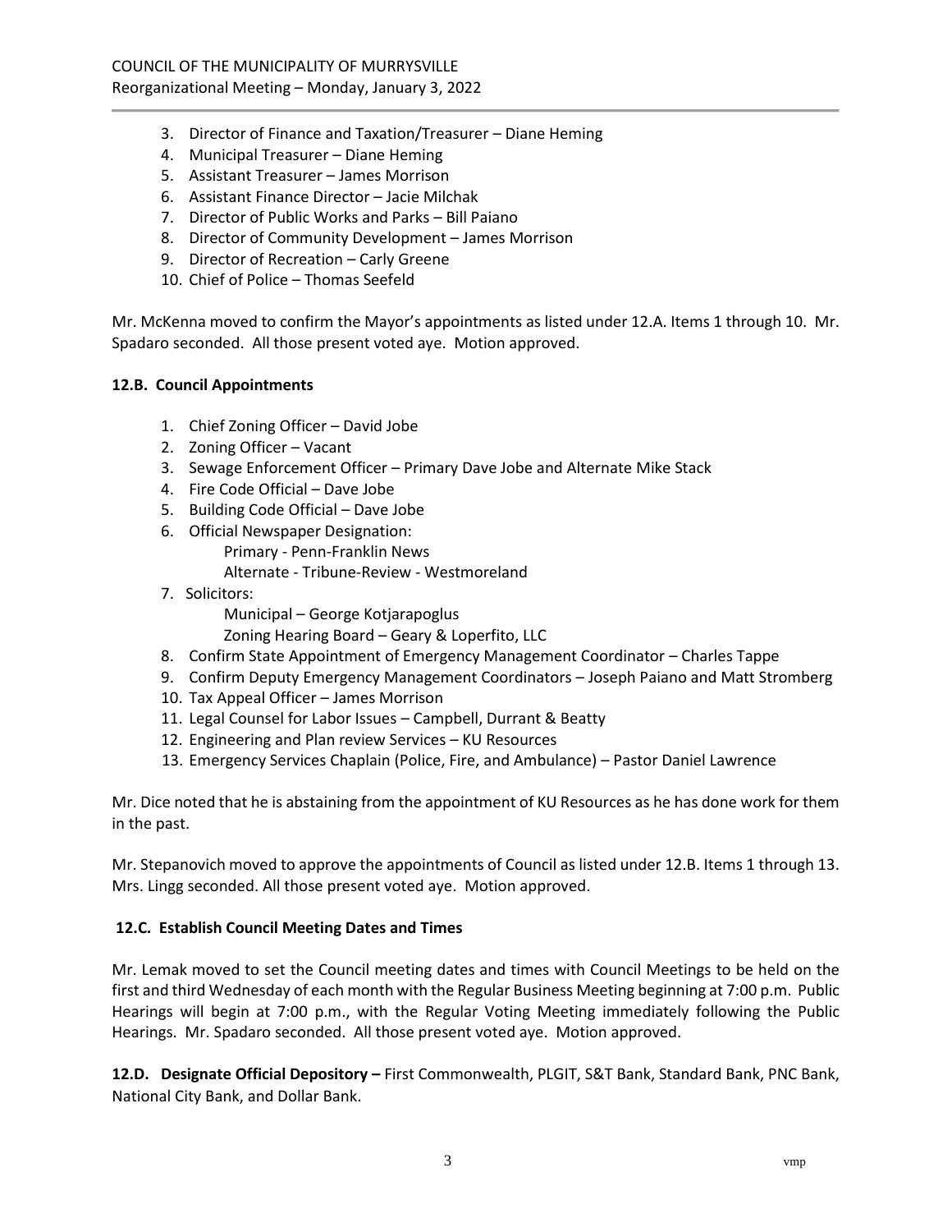3. Director of Finance and Taxation/Treasurer – Diane Heming
4. Municipal Treasurer – Diane Heming
5. Assistant Treasurer – James Morrison
6. Assistant Finance Director – Jacie Milchak
7. Director of Public Works and Parks – Bill Paiano
8. Director of Community Development – James Morrison
9. Director of Recreation – Carly Greene
10. Chief of Police – Thomas Seefeld

Mr. McKenna moved to confirm the Mayor's appointments as listed under 12.A. Items 1 through 10. Mr. Spadaro seconded. All those present voted aye. Motion approved.

**12.B. Council Appointments**

1. Chief Zoning Officer – David Jobe
2. Zoning Officer – Vacant
3. Sewage Enforcement Officer – Primary Dave Jobe and Alternate Mike Stack
4. Fire Code Official – Dave Jobe
5. Building Code Official – Dave Jobe
6. Official Newspaper Designation:
   Primary - Penn-Franklin News
   Alternate - Tribune-Review - Westmoreland
7. Solicitors:
   Municipal – George Kotjarapoglus
   Zoning Hearing Board – Geary & Loperfito, LLC
8. Confirm State Appointment of Emergency Management Coordinator – Charles Tappe
9. Confirm Deputy Emergency Management Coordinators – Joseph Paiano and Matt Stromberg
10. Tax Appeal Officer – James Morrison
11. Legal Counsel for Labor Issues – Campbell, Durrant & Beatty
12. Engineering and Plan review Services – KU Resources
13. Emergency Services Chaplain (Police, Fire, and Ambulance) – Pastor Daniel Lawrence

Mr. Dice noted that he is abstaining from the appointment of KU Resources as he has done work for them in the past.

Mr. Stepanovich moved to approve the appointments of Council as listed under 12.B. Items 1 through 13. Mrs. Lingg seconded. All those present voted aye. Motion approved.

**12.C. Establish Council Meeting Dates and Times**

Mr. Lemak moved to set the Council meeting dates and times with Council Meetings to be held on the first and third Wednesday of each month with the Regular Business Meeting beginning at 7:00 p.m. Public Hearings will begin at 7:00 p.m., with the Regular Voting Meeting immediately following the Public Hearings. Mr. Spadaro seconded. All those present voted aye. Motion approved.

**12.D. Designate Official Depository –** First Commonwealth, PLGIT, S&T Bank, Standard Bank, PNC Bank, National City Bank, and Dollar Bank.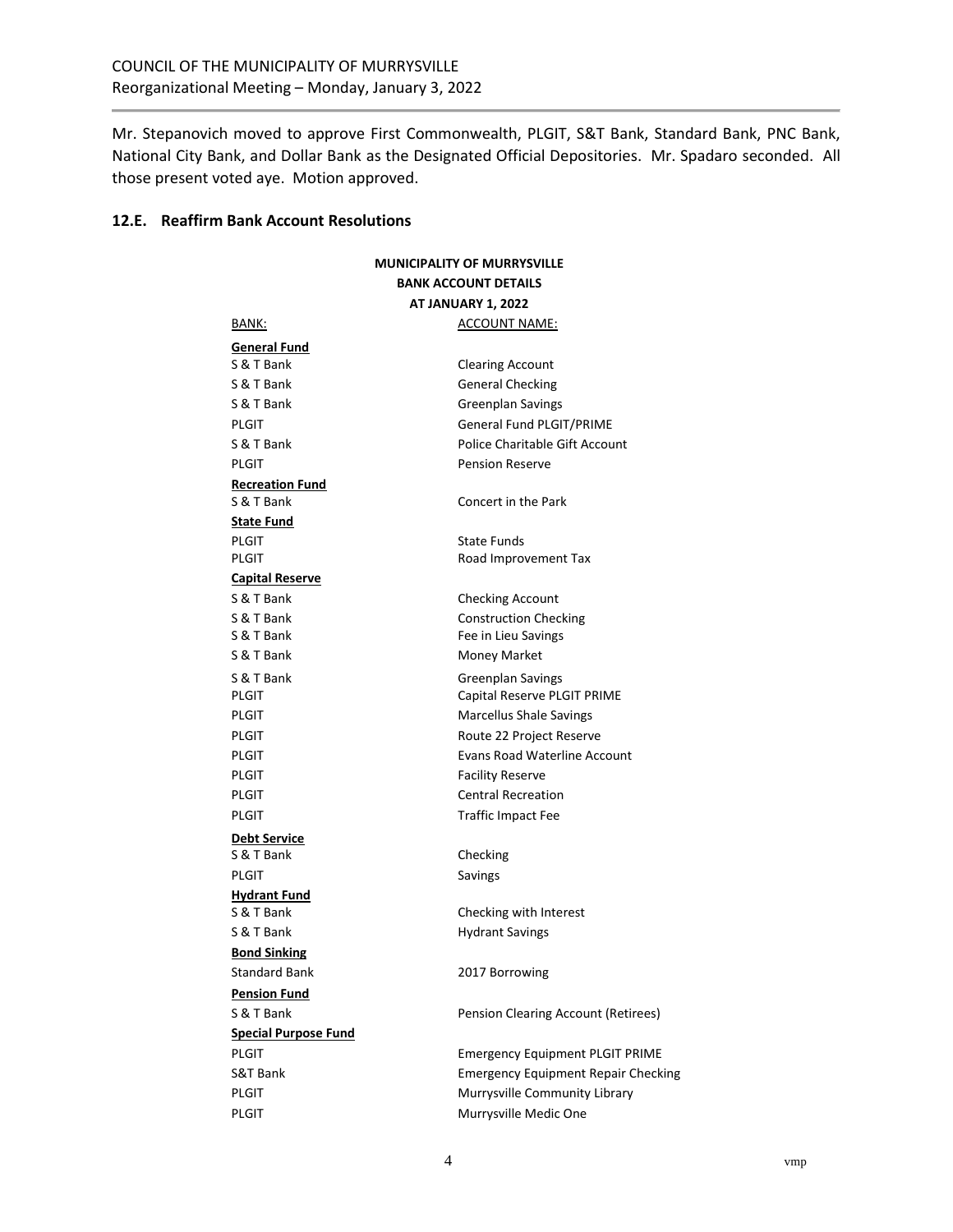Mr. Stepanovich moved to approve First Commonwealth, PLGIT, S&T Bank, Standard Bank, PNC Bank, National City Bank, and Dollar Bank as the Designated Official Depositories. Mr. Spadaro seconded. All those present voted aye. Motion approved.

**12.E. Reaffirm Bank Account Resolutions**

**MUNICIPALITY OF MURRYSVILLE**
**BANK ACCOUNT DETAILS**
**AT JANUARY 1, 2022**

| BANK: | ACCOUNT NAME: |
|---|---|
| **General Fund** | |
| S & T Bank | Clearing Account |
| S & T Bank | General Checking |
| S & T Bank | Greenplan Savings |
| PLGIT | General Fund PLGIT/PRIME |
| S & T Bank | Police Charitable Gift Account |
| PLGIT | Pension Reserve |
| **Recreation Fund** | |
| S & T Bank | Concert in the Park |
| **State Fund** | |
| PLGIT | State Funds |
| PLGIT | Road Improvement Tax |
| **Capital Reserve** | |
| S & T Bank | Checking Account |
| S & T Bank | Construction Checking |
| S & T Bank | Fee in Lieu Savings |
| S & T Bank | Money Market |
| S & T Bank | Greenplan Savings |
| PLGIT | Capital Reserve PLGIT PRIME |
| PLGIT | Marcellus Shale Savings |
| PLGIT | Route 22 Project Reserve |
| PLGIT | Evans Road Waterline Account |
| PLGIT | Facility Reserve |
| PLGIT | Central Recreation |
| PLGIT | Traffic Impact Fee |
| **Debt Service** | |
| S & T Bank | Checking |
| PLGIT | Savings |
| **Hydrant Fund** | |
| S & T Bank | Checking with Interest |
| S & T Bank | Hydrant Savings |
| **Bond Sinking** | |
| Standard Bank | 2017 Borrowing |
| **Pension Fund** | |
| S & T Bank | Pension Clearing Account (Retirees) |
| **Special Purpose Fund** | |
| PLGIT | Emergency Equipment PLGIT PRIME |
| S&T Bank | Emergency Equipment Repair Checking |
| PLGIT | Murrysville Community Library |
| PLGIT | Murrysville Medic One |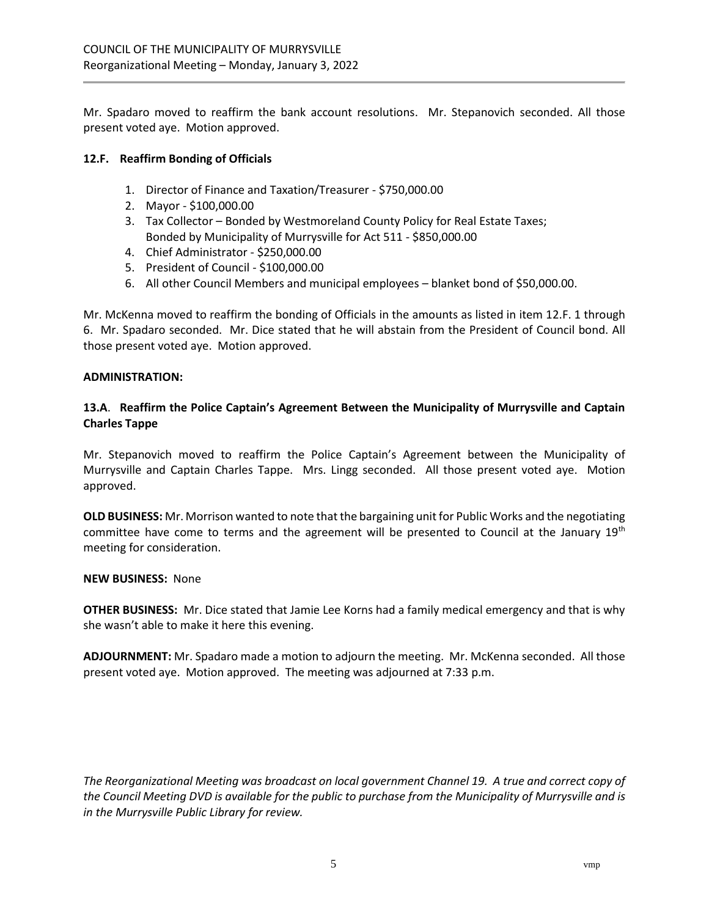Mr. Spadaro moved to reaffirm the bank account resolutions. Mr. Stepanovich seconded. All those present voted aye. Motion approved.

**12.F. Reaffirm Bonding of Officials**

1. Director of Finance and Taxation/Treasurer - $750,000.00
2. Mayor - $100,000.00
3. Tax Collector – Bonded by Westmoreland County Policy for Real Estate Taxes; Bonded by Municipality of Murrysville for Act 511 - $850,000.00
4. Chief Administrator - $250,000.00
5. President of Council - $100,000.00
6. All other Council Members and municipal employees – blanket bond of $50,000.00.

Mr. McKenna moved to reaffirm the bonding of Officials in the amounts as listed in item 12.F. 1 through 6. Mr. Spadaro seconded. Mr. Dice stated that he will abstain from the President of Council bond. All those present voted aye. Motion approved.

**ADMINISTRATION:**

**13.A. Reaffirm the Police Captain's Agreement Between the Municipality of Murrysville and Captain Charles Tappe**

Mr. Stepanovich moved to reaffirm the Police Captain's Agreement between the Municipality of Murrysville and Captain Charles Tappe. Mrs. Lingg seconded. All those present voted aye. Motion approved.

**OLD BUSINESS:** Mr. Morrison wanted to note that the bargaining unit for Public Works and the negotiating committee have come to terms and the agreement will be presented to Council at the January 19th meeting for consideration.

**NEW BUSINESS:** None

**OTHER BUSINESS:** Mr. Dice stated that Jamie Lee Korns had a family medical emergency and that is why she wasn't able to make it here this evening.

**ADJOURNMENT:** Mr. Spadaro made a motion to adjourn the meeting. Mr. McKenna seconded. All those present voted aye. Motion approved. The meeting was adjourned at 7:33 p.m.

*The Reorganizational Meeting was broadcast on local government Channel 19. A true and correct copy of the Council Meeting DVD is available for the public to purchase from the Municipality of Murrysville and is in the Murrysville Public Library for review.*

vmp